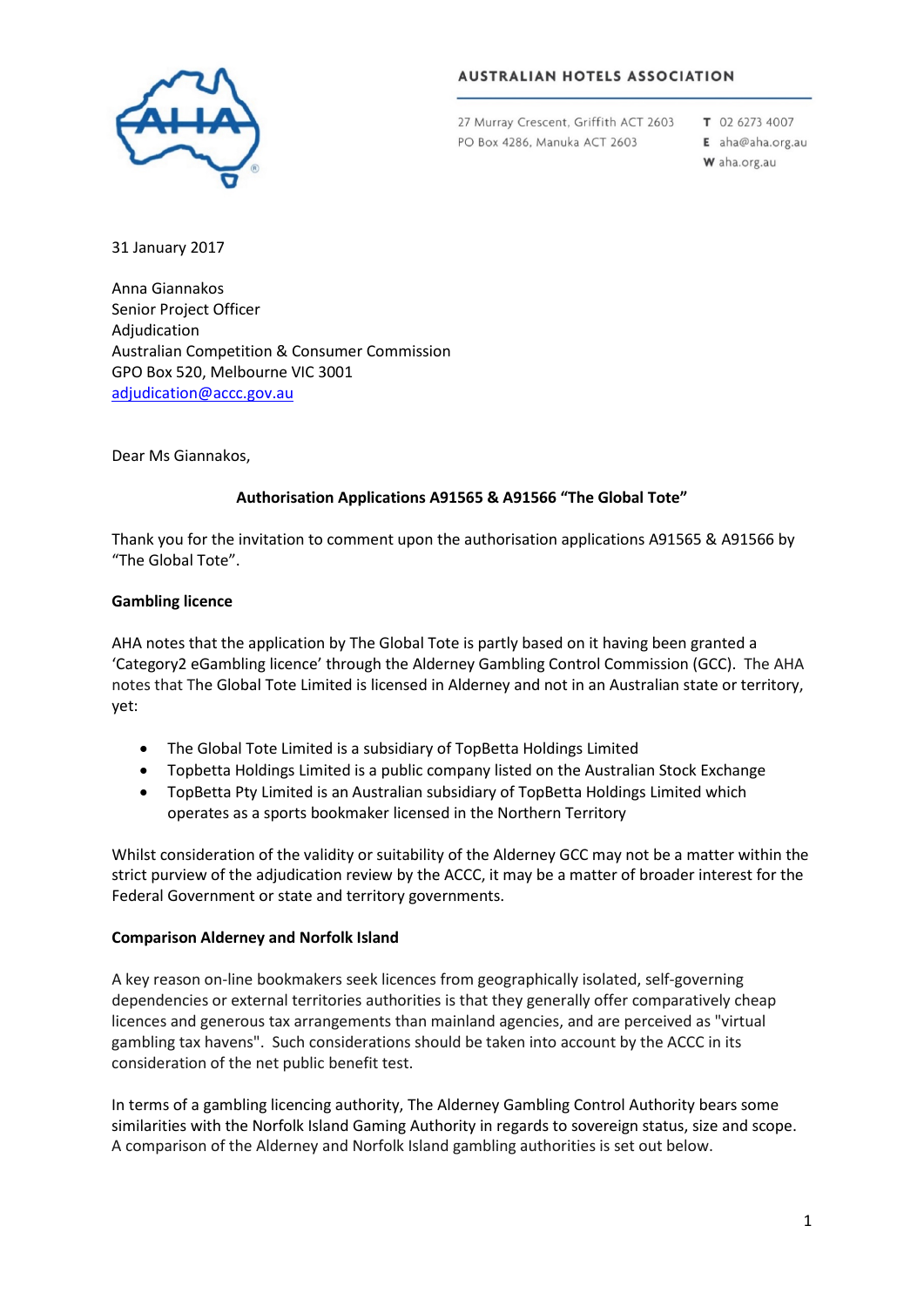**AUSTRALIAN HOTELS ASSOCIATION**

27 Murray Crescent, Griffith ACT 2603
PO Box 4286, Manuka ACT 2603

**T** 02 6273 4007
**E** aha@aha.org.au
**W** aha.org.au

31 January 2017

Anna Giannakos
Senior Project Officer
Adjudication
Australian Competition & Consumer Commission
GPO Box 520, Melbourne VIC 3001
adjudication@accc.gov.au

Dear Ms Giannakos,

**Authorisation Applications A91565 & A91566 "The Global Tote"**

Thank you for the invitation to comment upon the authorisation applications A91565 & A91566 by "The Global Tote".

**Gambling licence**

AHA notes that the application by The Global Tote is partly based on it having been granted a 'Category2 eGambling licence' through the Alderney Gambling Control Commission (GCC). The AHA notes that The Global Tote Limited is licensed in Alderney and not in an Australian state or territory, yet:

- The Global Tote Limited is a subsidiary of TopBetta Holdings Limited
- Topbetta Holdings Limited is a public company listed on the Australian Stock Exchange
- TopBetta Pty Limited is an Australian subsidiary of TopBetta Holdings Limited which operates as a sports bookmaker licensed in the Northern Territory

Whilst consideration of the validity or suitability of the Alderney GCC may not be a matter within the strict purview of the adjudication review by the ACCC, it may be a matter of broader interest for the Federal Government or state and territory governments.

**Comparison Alderney and Norfolk Island**

A key reason on-line bookmakers seek licences from geographically isolated, self-governing dependencies or external territories authorities is that they generally offer comparatively cheap licences and generous tax arrangements than mainland agencies, and are perceived as "virtual gambling tax havens". Such considerations should be taken into account by the ACCC in its consideration of the net public benefit test.

In terms of a gambling licencing authority, The Alderney Gambling Control Authority bears some similarities with the Norfolk Island Gaming Authority in regards to sovereign status, size and scope. A comparison of the Alderney and Norfolk Island gambling authorities is set out below.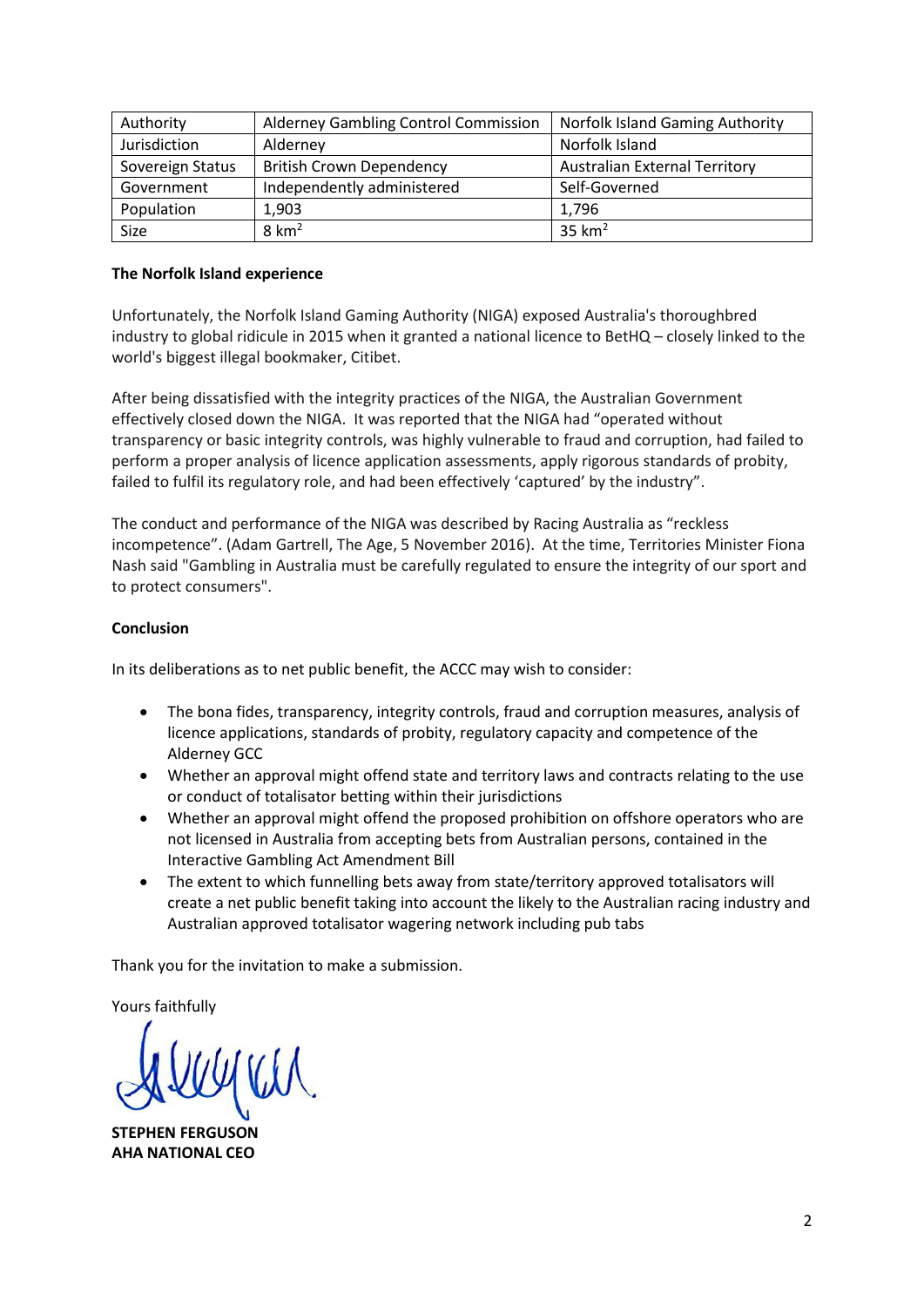| | | |
|---|---|---|
| Authority | Alderney Gambling Control Commission | Norfolk Island Gaming Authority |
| Jurisdiction | Alderney | Norfolk Island |
| Sovereign Status | British Crown Dependency | Australian External Territory |
| Government | Independently administered | Self-Governed |
| Population | 1,903 | 1,796 |
| Size | 8 km$^2$ | 35 km$^2$ |

**The Norfolk Island experience**

Unfortunately, the Norfolk Island Gaming Authority (NIGA) exposed Australia's thoroughbred industry to global ridicule in 2015 when it granted a national licence to BetHQ – closely linked to the world's biggest illegal bookmaker, Citibet.

After being dissatisfied with the integrity practices of the NIGA, the Australian Government effectively closed down the NIGA. It was reported that the NIGA had "operated without transparency or basic integrity controls, was highly vulnerable to fraud and corruption, had failed to perform a proper analysis of licence application assessments, apply rigorous standards of probity, failed to fulfil its regulatory role, and had been effectively 'captured' by the industry".

The conduct and performance of the NIGA was described by Racing Australia as "reckless incompetence". (Adam Gartrell, The Age, 5 November 2016). At the time, Territories Minister Fiona Nash said "Gambling in Australia must be carefully regulated to ensure the integrity of our sport and to protect consumers".

**Conclusion**

In its deliberations as to net public benefit, the ACCC may wish to consider:

- The bona fides, transparency, integrity controls, fraud and corruption measures, analysis of licence applications, standards of probity, regulatory capacity and competence of the Alderney GCC
- Whether an approval might offend state and territory laws and contracts relating to the use or conduct of totalisator betting within their jurisdictions
- Whether an approval might offend the proposed prohibition on offshore operators who are not licensed in Australia from accepting bets from Australian persons, contained in the Interactive Gambling Act Amendment Bill
- The extent to which funnelling bets away from state/territory approved totalisators will create a net public benefit taking into account the likely to the Australian racing industry and Australian approved totalisator wagering network including pub tabs

Thank you for the invitation to make a submission.

Yours faithfully

**STEPHEN FERGUSON**
**AHA NATIONAL CEO**